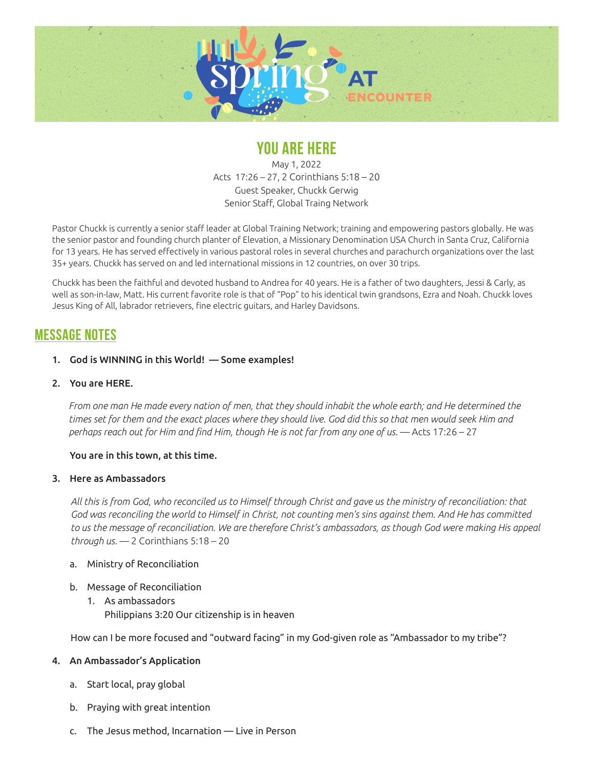spring AT ENCOUNTER

# YOU ARE HERE

May 1, 2022
Acts 17:26 – 27, 2 Corinthians 5:18 – 20
Guest Speaker, Chuckk Gerwig
Senior Staff, Global Traing Network

Pastor Chuckk is currently a senior staff leader at Global Training Network; training and empowering pastors globally. He was the senior pastor and founding church planter of Elevation, a Missionary Denomination USA Church in Santa Cruz, California for 13 years. He has served effectively in various pastoral roles in several churches and parachurch organizations over the last 35+ years. Chuckk has served on and led international missions in 12 countries, on over 30 trips.

Chuckk has been the faithful and devoted husband to Andrea for 40 years. He is a father of two daughters, Jessi & Carly, as well as son-in-law, Matt. His current favorite role is that of "Pop" to his identical twin grandsons, Ezra and Noah. Chuckk loves Jesus King of All, labrador retrievers, fine electric guitars, and Harley Davidsons.

## MESSAGE NOTES

1. **God is WINNING in this World! — Some examples!**

2. **You are HERE.**

   *From one man He made every nation of men, that they should inhabit the whole earth; and He determined the times set for them and the exact places where they should live. God did this so that men would seek Him and perhaps reach out for Him and find Him, though He is not far from any one of us.* — Acts 17:26 – 27

   **You are in this town, at this time.**

3. **Here as Ambassadors**

   *All this is from God, who reconciled us to Himself through Christ and gave us the ministry of reconciliation: that God was reconciling the world to Himself in Christ, not counting men's sins against them. And He has committed to us the message of reconciliation. We are therefore Christ's ambassadors, as though God were making His appeal through us.* — 2 Corinthians 5:18 – 20

   a. Ministry of Reconciliation

   b. Message of Reconciliation
      1. As ambassadors
         Philippians 3:20 Our citizenship is in heaven

   How can I be more focused and "outward facing" in my God-given role as "Ambassador to my tribe"?

4. **An Ambassador's Application**

   a. Start local, pray global

   b. Praying with great intention

   c. The Jesus method, Incarnation — Live in Person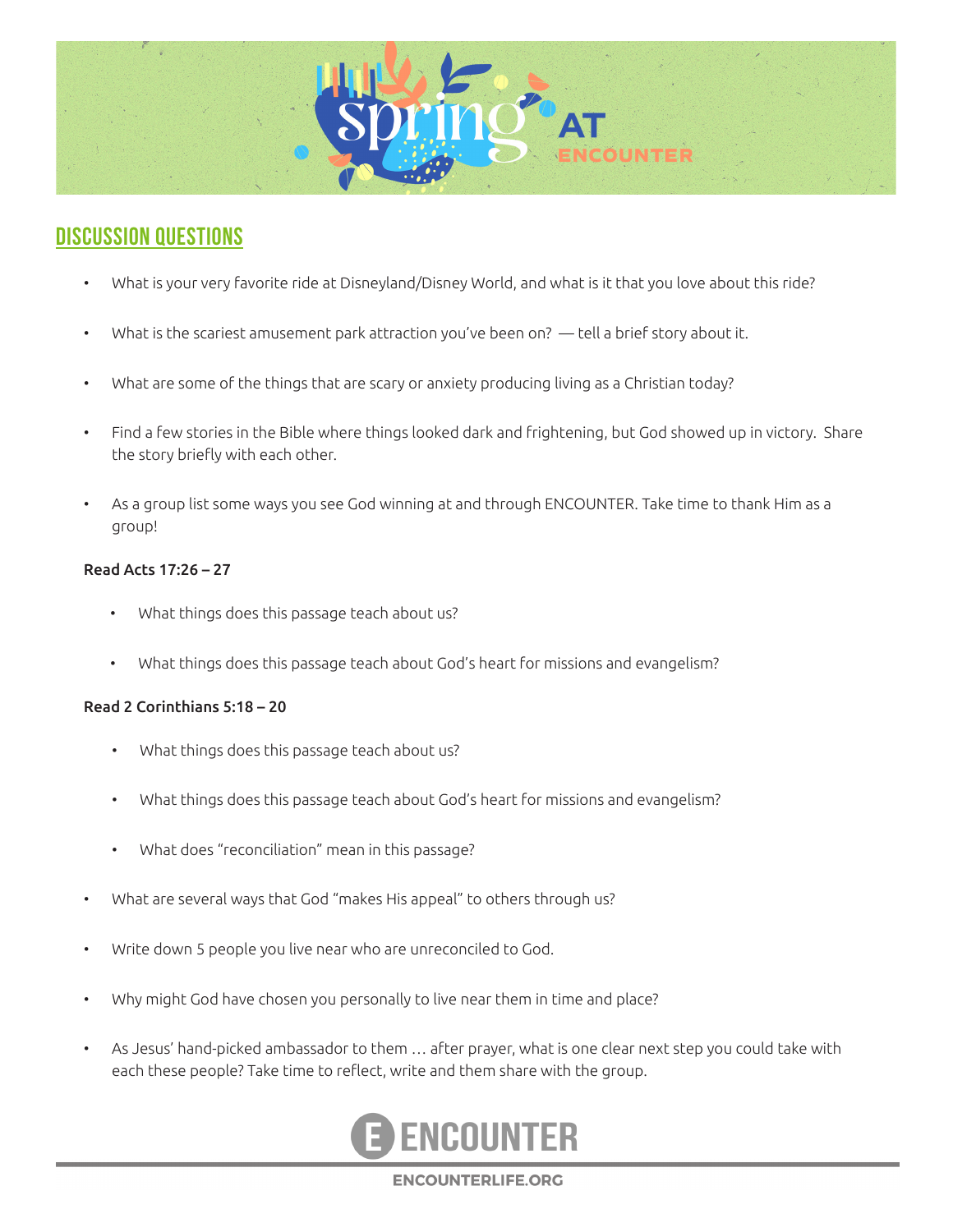## DISCUSSION QUESTIONS

- What is your very favorite ride at Disneyland/Disney World, and what is it that you love about this ride?
- What is the scariest amusement park attraction you've been on? — tell a brief story about it.
- What are some of the things that are scary or anxiety producing living as a Christian today?
- Find a few stories in the Bible where things looked dark and frightening, but God showed up in victory. Share the story briefly with each other.
- As a group list some ways you see God winning at and through ENCOUNTER. Take time to thank Him as a group!

**Read Acts 17:26 – 27**

- What things does this passage teach about us?
- What things does this passage teach about God's heart for missions and evangelism?

**Read 2 Corinthians 5:18 – 20**

- What things does this passage teach about us?
- What things does this passage teach about God's heart for missions and evangelism?
- What does "reconciliation" mean in this passage?

- What are several ways that God "makes His appeal" to others through us?
- Write down 5 people you live near who are unreconciled to God.
- Why might God have chosen you personally to live near them in time and place?
- As Jesus' hand-picked ambassador to them … after prayer, what is one clear next step you could take with each these people? Take time to reflect, write and them share with the group.

ENCOUNTER

ENCOUNTERLIFE.ORG